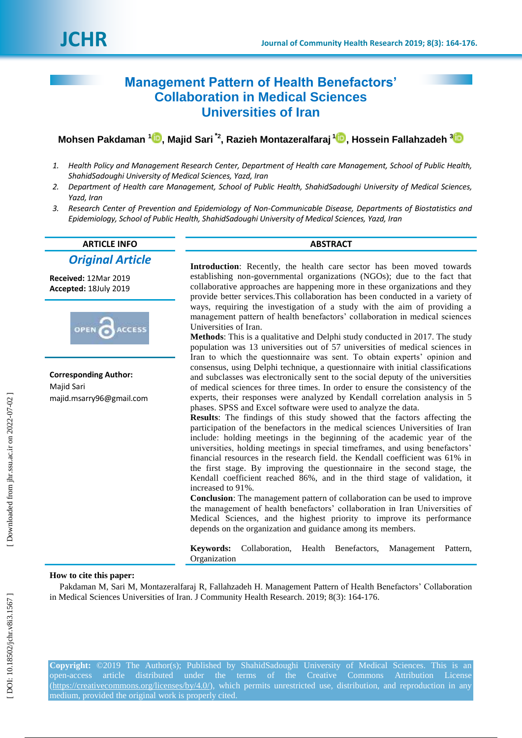# Management Pattern of Health Benefactors' Collaboration in Medical Sciences Universities of Iran

**Mohsen Pakdaman [1], Majid Sari [*2], Razieh Montazeralfaraj [1], Hossein Fallahzadeh [3]**

1. *Health Policy and Management Research Center, Department of Health care Management, School of Public Health, ShahidSadoughi University of Medical Sciences, Yazd, Iran*
2. *Department of Health care Management, School of Public Health, ShahidSadoughi University of Medical Sciences, Yazd, Iran*
3. *Research Center of Prevention and Epidemiology of Non-Communicable Disease, Departments of Biostatistics and Epidemiology, School of Public Health, ShahidSadoughi University of Medical Sciences, Yazd, Iran*

**ARTICLE INFO**

***Original Article***

**Received:** 12Mar 2019
**Accepted:** 18July 2019

**Corresponding Author:**
Majid Sari
majid.msarry96@gmail.com

**ABSTRACT**

**Introduction**: Recently, the health care sector has been moved towards establishing non-governmental organizations (NGOs); due to the fact that collaborative approaches are happening more in these organizations and they provide better services.This collaboration has been conducted in a variety of ways, requiring the investigation of a study with the aim of providing a management pattern of health benefactors' collaboration in medical sciences Universities of Iran.

**Methods**: This is a qualitative and Delphi study conducted in 2017. The study population was 13 universities out of 57 universities of medical sciences in Iran to which the questionnaire was sent. To obtain experts' opinion and consensus, using Delphi technique, a questionnaire with initial classifications and subclasses was electronically sent to the social deputy of the universities of medical sciences for three times. In order to ensure the consistency of the experts, their responses were analyzed by Kendall correlation analysis in 5 phases. SPSS and Excel software were used to analyze the data.

**Results**: The findings of this study showed that the factors affecting the participation of the benefactors in the medical sciences Universities of Iran include: holding meetings in the beginning of the academic year of the universities, holding meetings in special timeframes, and using benefactors' financial resources in the research field. the Kendall coefficient was 61% in the first stage. By improving the questionnaire in the second stage, the Kendall coefficient reached 86%, and in the third stage of validation, it increased to 91%.

**Conclusion**: The management pattern of collaboration can be used to improve the management of health benefactors' collaboration in Iran Universities of Medical Sciences, and the highest priority to improve its performance depends on the organization and guidance among its members.

**Keywords:** Collaboration, Health Benefactors, Management Pattern, Organization

**How to cite this paper:**

Pakdaman M, Sari M, Montazeralfaraj R, Fallahzadeh H. Management Pattern of Health Benefactors' Collaboration in Medical Sciences Universities of Iran. J Community Health Research. 2019; 8(3): 164-176.

**Copyright:** ©2019 The Author(s); Published by ShahidSadoughi University of Medical Sciences. This is an open-access article distributed under the terms of the Creative Commons Attribution License (https://creativecommons.org/licenses/by/4.0/), which permits unrestricted use, distribution, and reproduction in any medium, provided the original work is properly cited.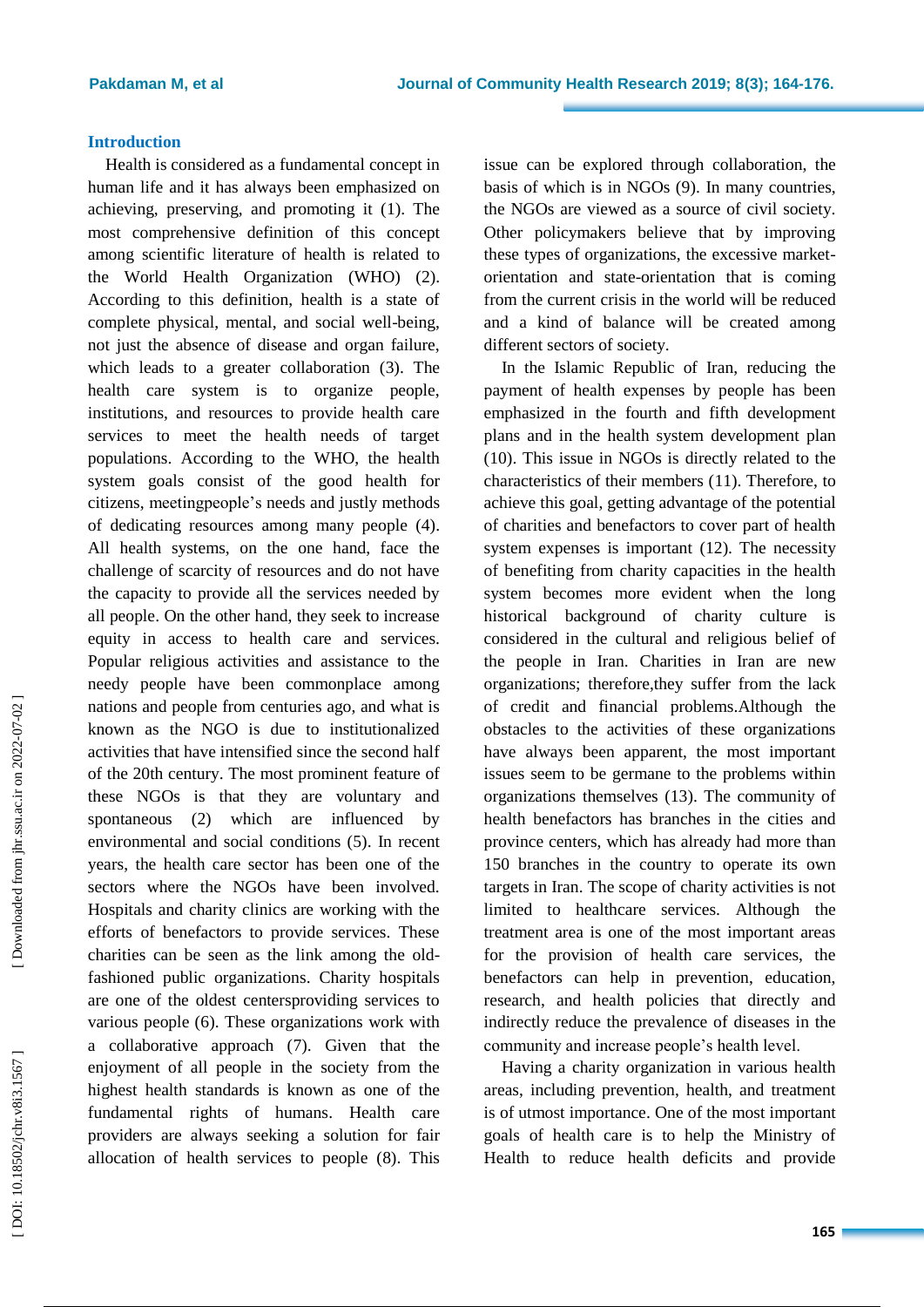## Introduction

Health is considered as a fundamental concept in human life and it has always been emphasized on achieving, preserving, and promoting it (1). The most comprehensive definition of this concept among scientific literature of health is related to the World Health Organization (WHO) (2). According to this definition, health is a state of complete physical, mental, and social well-being, not just the absence of disease and organ failure, which leads to a greater collaboration (3). The health care system is to organize people, institutions, and resources to provide health care services to meet the health needs of target populations. According to the WHO, the health system goals consist of the good health for citizens, meetingpeople's needs and justly methods of dedicating resources among many people (4). All health systems, on the one hand, face the challenge of scarcity of resources and do not have the capacity to provide all the services needed by all people. On the other hand, they seek to increase equity in access to health care and services. Popular religious activities and assistance to the needy people have been commonplace among nations and people from centuries ago, and what is known as the NGO is due to institutionalized activities that have intensified since the second half of the 20th century. The most prominent feature of these NGOs is that they are voluntary and spontaneous (2) which are influenced by environmental and social conditions (5). In recent years, the health care sector has been one of the sectors where the NGOs have been involved. Hospitals and charity clinics are working with the efforts of benefactors to provide services. These charities can be seen as the link among the old-fashioned public organizations. Charity hospitals are one of the oldest centersproviding services to various people (6). These organizations work with a collaborative approach (7). Given that the enjoyment of all people in the society from the highest health standards is known as one of the fundamental rights of humans. Health care providers are always seeking a solution for fair allocation of health services to people (8). This issue can be explored through collaboration, the basis of which is in NGOs (9). In many countries, the NGOs are viewed as a source of civil society. Other policymakers believe that by improving these types of organizations, the excessive market-orientation and state-orientation that is coming from the current crisis in the world will be reduced and a kind of balance will be created among different sectors of society.

In the Islamic Republic of Iran, reducing the payment of health expenses by people has been emphasized in the fourth and fifth development plans and in the health system development plan (10). This issue in NGOs is directly related to the characteristics of their members (11). Therefore, to achieve this goal, getting advantage of the potential of charities and benefactors to cover part of health system expenses is important (12). The necessity of benefiting from charity capacities in the health system becomes more evident when the long historical background of charity culture is considered in the cultural and religious belief of the people in Iran. Charities in Iran are new organizations; therefore,they suffer from the lack of credit and financial problems.Although the obstacles to the activities of these organizations have always been apparent, the most important issues seem to be germane to the problems within organizations themselves (13). The community of health benefactors has branches in the cities and province centers, which has already had more than 150 branches in the country to operate its own targets in Iran. The scope of charity activities is not limited to healthcare services. Although the treatment area is one of the most important areas for the provision of health care services, the benefactors can help in prevention, education, research, and health policies that directly and indirectly reduce the prevalence of diseases in the community and increase people's health level.

Having a charity organization in various health areas, including prevention, health, and treatment is of utmost importance. One of the most important goals of health care is to help the Ministry of Health to reduce health deficits and provide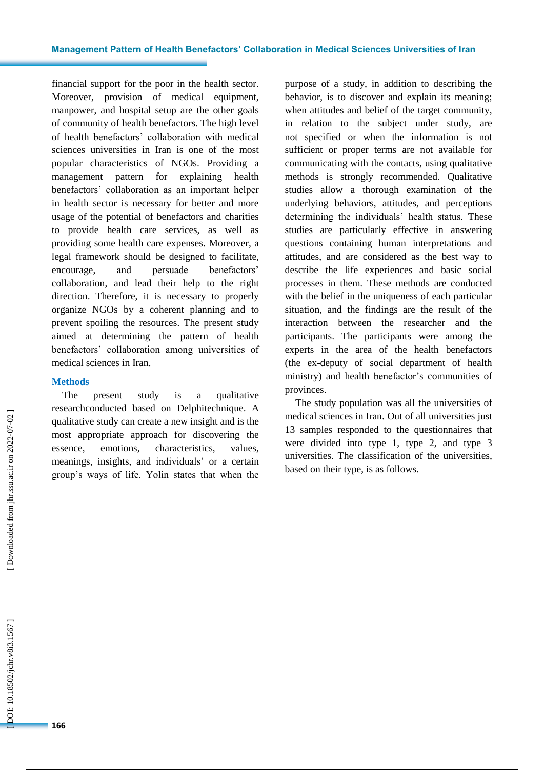financial support for the poor in the health sector. Moreover, provision of medical equipment, manpower, and hospital setup are the other goals of community of health benefactors. The high level of health benefactors' collaboration with medical sciences universities in Iran is one of the most popular characteristics of NGOs. Providing a management pattern for explaining health benefactors' collaboration as an important helper in health sector is necessary for better and more usage of the potential of benefactors and charities to provide health care services, as well as providing some health care expenses. Moreover, a legal framework should be designed to facilitate, encourage, and persuade benefactors' collaboration, and lead their help to the right direction. Therefore, it is necessary to properly organize NGOs by a coherent planning and to prevent spoiling the resources. The present study aimed at determining the pattern of health benefactors' collaboration among universities of medical sciences in Iran.

## Methods

The present study is a qualitative researchconducted based on Delphitechnique. A qualitative study can create a new insight and is the most appropriate approach for discovering the essence, emotions, characteristics, values, meanings, insights, and individuals' or a certain group's ways of life. Yolin states that when the purpose of a study, in addition to describing the behavior, is to discover and explain its meaning; when attitudes and belief of the target community, in relation to the subject under study, are not specified or when the information is not sufficient or proper terms are not available for communicating with the contacts, using qualitative methods is strongly recommended. Qualitative studies allow a thorough examination of the underlying behaviors, attitudes, and perceptions determining the individuals' health status. These studies are particularly effective in answering questions containing human interpretations and attitudes, and are considered as the best way to describe the life experiences and basic social processes in them. These methods are conducted with the belief in the uniqueness of each particular situation, and the findings are the result of the interaction between the researcher and the participants. The participants were among the experts in the area of the health benefactors (the ex-deputy of social department of health ministry) and health benefactor's communities of provinces.

The study population was all the universities of medical sciences in Iran. Out of all universities just 13 samples responded to the questionnaires that were divided into type 1, type 2, and type 3 universities. The classification of the universities, based on their type, is as follows.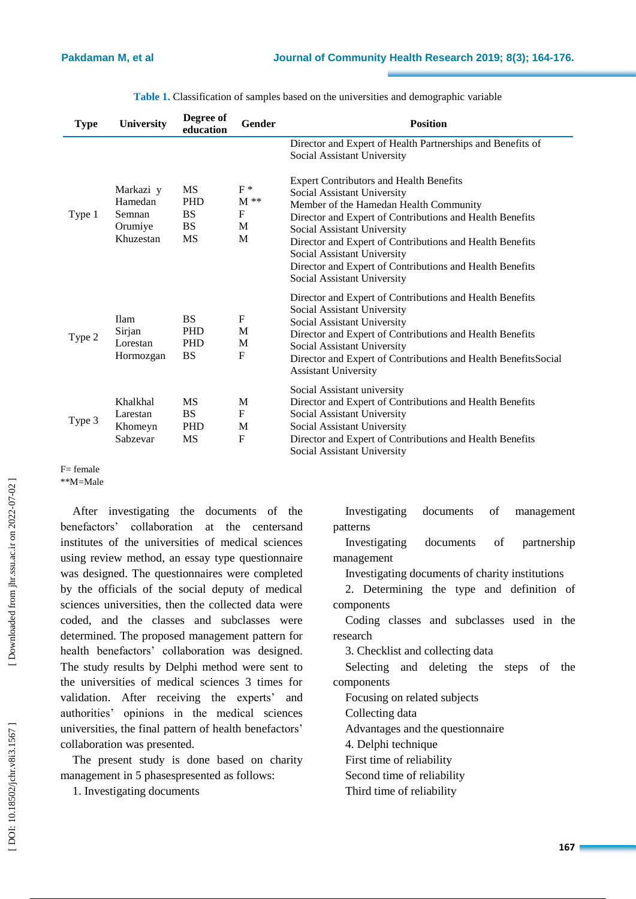**Table 1.** Classification of samples based on the universities and demographic variable

| Type | University | Degree of education | Gender | Position |
|---|---|---|---|---|
| Type 1 | Markazi y<br>Hamedan<br>Semnan<br>Orumiye<br>Khuzestan | MS<br>PHD<br>BS<br>BS<br>MS | F *<br>M **<br>F<br>M<br>M | Director and Expert of Health Partnerships and Benefits of Social Assistant University<br>Expert Contributors and Health Benefits Social Assistant University<br>Member of the Hamedan Health Community<br>Director and Expert of Contributions and Health Benefits Social Assistant University<br>Director and Expert of Contributions and Health Benefits Social Assistant University<br>Director and Expert of Contributions and Health Benefits Social Assistant University |
| Type 2 | Ilam<br>Sirjan<br>Lorestan<br>Hormozgan | BS<br>PHD<br>PHD<br>BS | F<br>M<br>M<br>F | Director and Expert of Contributions and Health Benefits Social Assistant University<br>Social Assistant University<br>Director and Expert of Contributions and Health Benefits Social Assistant University<br>Director and Expert of Contributions and Health BenefitsSocial Assistant University |
| Type 3 | Khalkhal<br>Larestan<br>Khomeyn<br>Sabzevar | MS<br>BS<br>PHD<br>MS | M<br>F<br>M<br>F | Social Assistant university<br>Director and Expert of Contributions and Health Benefits Social Assistant University<br>Social Assistant University<br>Director and Expert of Contributions and Health Benefits Social Assistant University |

F= female
**M=Male

After investigating the documents of the benefactors' collaboration at the centersand institutes of the universities of medical sciences using review method, an essay type questionnaire was designed. The questionnaires were completed by the officials of the social deputy of medical sciences universities, then the collected data were coded, and the classes and subclasses were determined. The proposed management pattern for health benefactors' collaboration was designed. The study results by Delphi method were sent to the universities of medical sciences 3 times for validation. After receiving the experts' and authorities' opinions in the medical sciences universities, the final pattern of health benefactors' collaboration was presented.

The present study is done based on charity management in 5 phasespresented as follows:

1. Investigating documents

Investigating documents of management patterns

Investigating documents of partnership management

Investigating documents of charity institutions

2. Determining the type and definition of components

Coding classes and subclasses used in the research

3. Checklist and collecting data

Selecting and deleting the steps of the components

Focusing on related subjects

Collecting data

Advantages and the questionnaire

4. Delphi technique

First time of reliability

Second time of reliability

Third time of reliability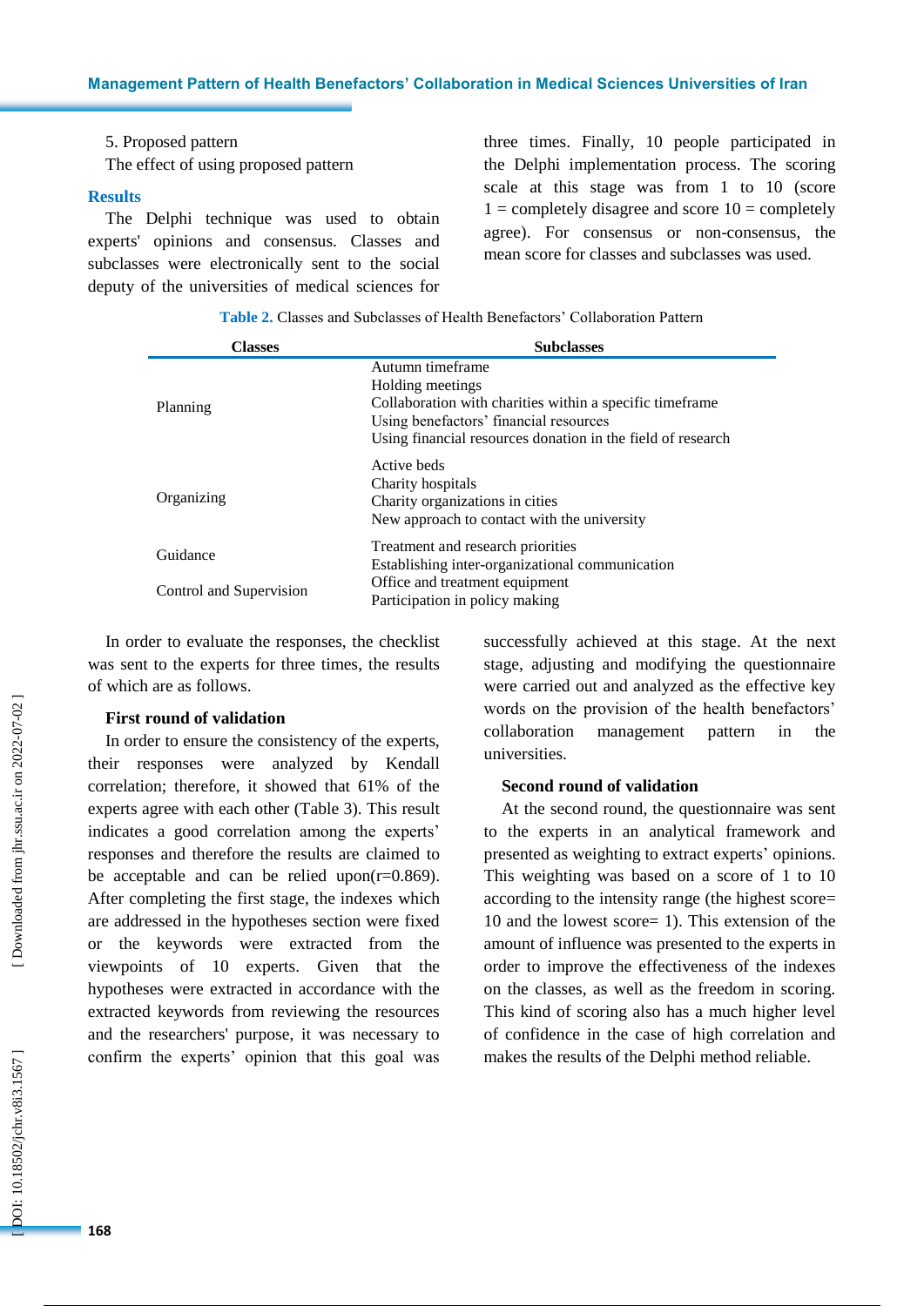5. Proposed pattern

The effect of using proposed pattern

## Results

The Delphi technique was used to obtain experts' opinions and consensus. Classes and subclasses were electronically sent to the social deputy of the universities of medical sciences for three times. Finally, 10 people participated in the Delphi implementation process. The scoring scale at this stage was from 1 to 10 (score 1 = completely disagree and score 10 = completely agree). For consensus or non-consensus, the mean score for classes and subclasses was used.

**Table 2.** Classes and Subclasses of Health Benefactors' Collaboration Pattern

| Classes | Subclasses |
|---|---|
| Planning | Autumn timeframe<br>Holding meetings<br>Collaboration with charities within a specific timeframe<br>Using benefactors' financial resources<br>Using financial resources donation in the field of research |
| Organizing | Active beds<br>Charity hospitals<br>Charity organizations in cities<br>New approach to contact with the university |
| Guidance | Treatment and research priorities<br>Establishing inter-organizational communication |
| Control and Supervision | Office and treatment equipment<br>Participation in policy making |

In order to evaluate the responses, the checklist was sent to the experts for three times, the results of which are as follows.

### First round of validation

In order to ensure the consistency of the experts, their responses were analyzed by Kendall correlation; therefore, it showed that 61% of the experts agree with each other (Table 3). This result indicates a good correlation among the experts' responses and therefore the results are claimed to be acceptable and can be relied upon(r=0.869). After completing the first stage, the indexes which are addressed in the hypotheses section were fixed or the keywords were extracted from the viewpoints of 10 experts. Given that the hypotheses were extracted in accordance with the extracted keywords from reviewing the resources and the researchers' purpose, it was necessary to confirm the experts' opinion that this goal was successfully achieved at this stage. At the next stage, adjusting and modifying the questionnaire were carried out and analyzed as the effective key words on the provision of the health benefactors' collaboration management pattern in the universities.

### Second round of validation

At the second round, the questionnaire was sent to the experts in an analytical framework and presented as weighting to extract experts' opinions. This weighting was based on a score of 1 to 10 according to the intensity range (the highest score= 10 and the lowest score= 1). This extension of the amount of influence was presented to the experts in order to improve the effectiveness of the indexes on the classes, as well as the freedom in scoring. This kind of scoring also has a much higher level of confidence in the case of high correlation and makes the results of the Delphi method reliable.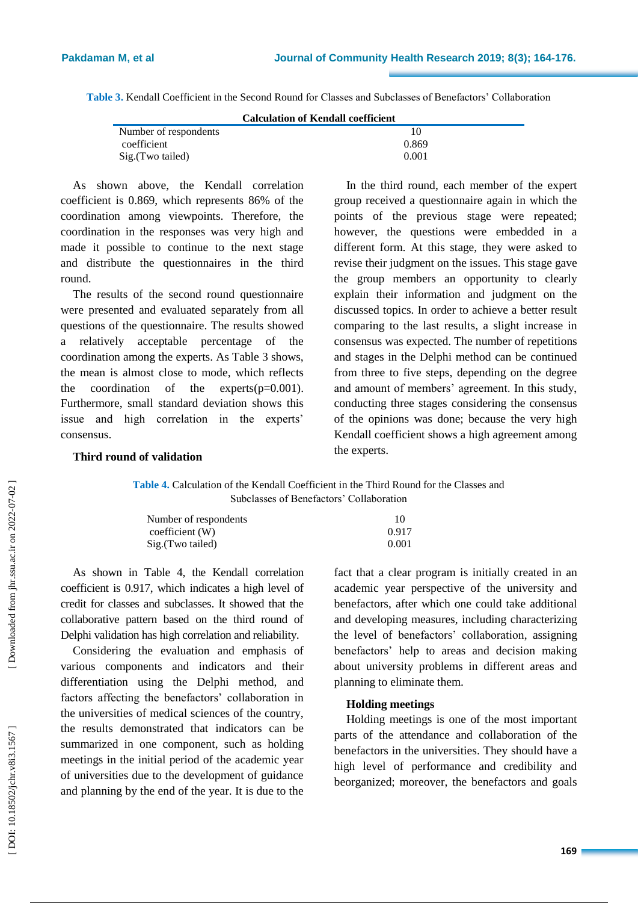**Table 3.** Kendall Coefficient in the Second Round for Classes and Subclasses of Benefactors' Collaboration

| Calculation of Kendall coefficient | |
|---|---|
| Number of respondents | 10 |
| coefficient | 0.869 |
| Sig.(Two tailed) | 0.001 |

As shown above, the Kendall correlation coefficient is 0.869, which represents 86% of the coordination among viewpoints. Therefore, the coordination in the responses was very high and made it possible to continue to the next stage and distribute the questionnaires in the third round.

The results of the second round questionnaire were presented and evaluated separately from all questions of the questionnaire. The results showed a relatively acceptable percentage of the coordination among the experts. As Table 3 shows, the mean is almost close to mode, which reflects the coordination of the experts(p=0.001). Furthermore, small standard deviation shows this issue and high correlation in the experts' consensus.

### Third round of validation

In the third round, each member of the expert group received a questionnaire again in which the points of the previous stage were repeated; however, the questions were embedded in a different form. At this stage, they were asked to revise their judgment on the issues. This stage gave the group members an opportunity to clearly explain their information and judgment on the discussed topics. In order to achieve a better result comparing to the last results, a slight increase in consensus was expected. The number of repetitions and stages in the Delphi method can be continued from three to five steps, depending on the degree and amount of members' agreement. In this study, conducting three stages considering the consensus of the opinions was done; because the very high Kendall coefficient shows a high agreement among the experts.

**Table 4.** Calculation of the Kendall Coefficient in the Third Round for the Classes and Subclasses of Benefactors' Collaboration

| | |
|---|---|
| Number of respondents | 10 |
| coefficient (W) | 0.917 |
| Sig.(Two tailed) | 0.001 |

As shown in Table 4, the Kendall correlation coefficient is 0.917, which indicates a high level of credit for classes and subclasses. It showed that the collaborative pattern based on the third round of Delphi validation has high correlation and reliability.

Considering the evaluation and emphasis of various components and indicators and their differentiation using the Delphi method, and factors affecting the benefactors' collaboration in the universities of medical sciences of the country, the results demonstrated that indicators can be summarized in one component, such as holding meetings in the initial period of the academic year of universities due to the development of guidance and planning by the end of the year. It is due to the fact that a clear program is initially created in an academic year perspective of the university and benefactors, after which one could take additional and developing measures, including characterizing the level of benefactors' collaboration, assigning benefactors' help to areas and decision making about university problems in different areas and planning to eliminate them.

### Holding meetings

Holding meetings is one of the most important parts of the attendance and collaboration of the benefactors in the universities. They should have a high level of performance and credibility and beorganized; moreover, the benefactors and goals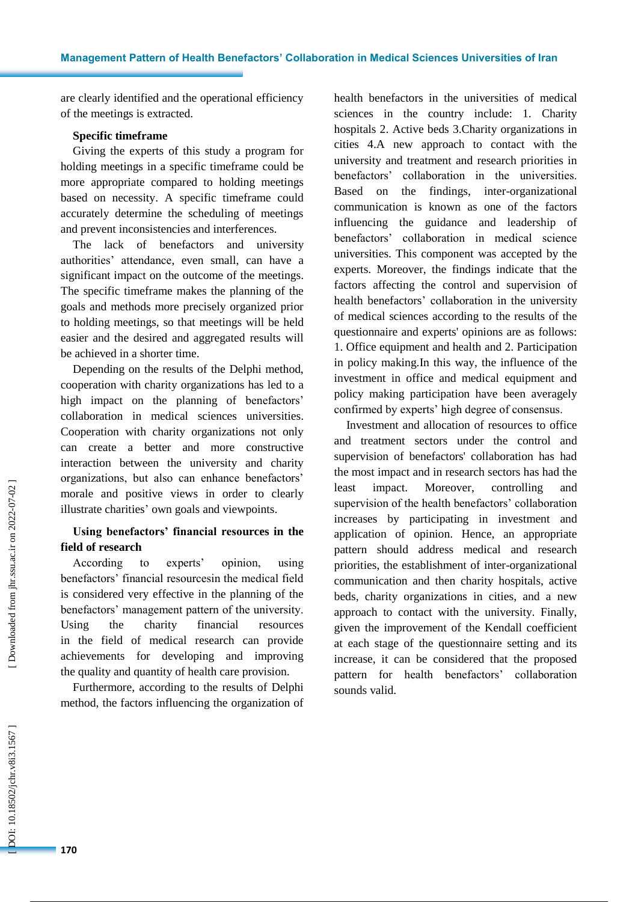are clearly identified and the operational efficiency of the meetings is extracted.

**Specific timeframe**

Giving the experts of this study a program for holding meetings in a specific timeframe could be more appropriate compared to holding meetings based on necessity. A specific timeframe could accurately determine the scheduling of meetings and prevent inconsistencies and interferences.

The lack of benefactors and university authorities' attendance, even small, can have a significant impact on the outcome of the meetings. The specific timeframe makes the planning of the goals and methods more precisely organized prior to holding meetings, so that meetings will be held easier and the desired and aggregated results will be achieved in a shorter time.

Depending on the results of the Delphi method, cooperation with charity organizations has led to a high impact on the planning of benefactors' collaboration in medical sciences universities. Cooperation with charity organizations not only can create a better and more constructive interaction between the university and charity organizations, but also can enhance benefactors' morale and positive views in order to clearly illustrate charities' own goals and viewpoints.

**Using benefactors' financial resources in the field of research**

According to experts' opinion, using benefactors' financial resourcesin the medical field is considered very effective in the planning of the benefactors' management pattern of the university. Using the charity financial resources in the field of medical research can provide achievements for developing and improving the quality and quantity of health care provision.

Furthermore, according to the results of Delphi method, the factors influencing the organization of health benefactors in the universities of medical sciences in the country include: 1. Charity hospitals 2. Active beds 3.Charity organizations in cities 4.A new approach to contact with the university and treatment and research priorities in benefactors' collaboration in the universities. Based on the findings, inter-organizational communication is known as one of the factors influencing the guidance and leadership of benefactors' collaboration in medical science universities. This component was accepted by the experts. Moreover, the findings indicate that the factors affecting the control and supervision of health benefactors' collaboration in the university of medical sciences according to the results of the questionnaire and experts' opinions are as follows: 1. Office equipment and health and 2. Participation in policy making.In this way, the influence of the investment in office and medical equipment and policy making participation have been averagely confirmed by experts' high degree of consensus.

Investment and allocation of resources to office and treatment sectors under the control and supervision of benefactors' collaboration has had the most impact and in research sectors has had the least impact. Moreover, controlling and supervision of the health benefactors' collaboration increases by participating in investment and application of opinion. Hence, an appropriate pattern should address medical and research priorities, the establishment of inter-organizational communication and then charity hospitals, active beds, charity organizations in cities, and a new approach to contact with the university. Finally, given the improvement of the Kendall coefficient at each stage of the questionnaire setting and its increase, it can be considered that the proposed pattern for health benefactors' collaboration sounds valid.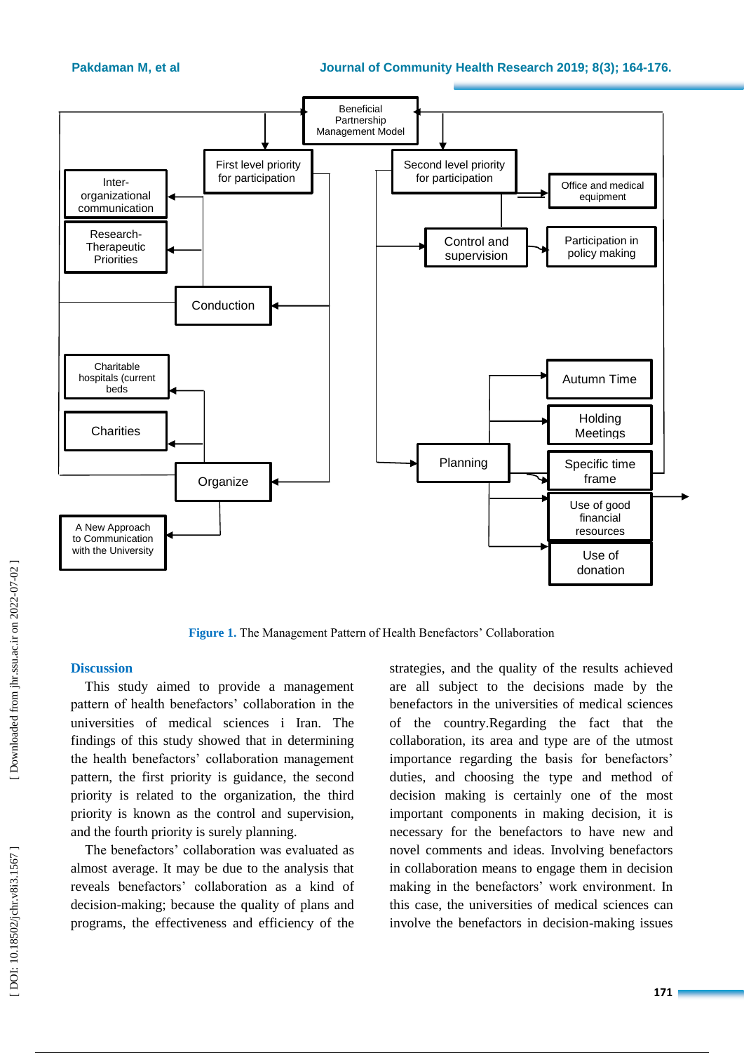Beneficial Partnership Management Model

First level priority for participation

Second level priority for participation

Inter-organizational communication

Research-Therapeutic Priorities

Conduction

Office and medical equipment

Control and supervision

Participation in policy making

Charitable hospitals (current beds

Charities

Organize

A New Approach to Communication with the University

Autumn Time

Holding Meetings

Planning

Specific time frame

Use of good financial resources

Use of donation

**Figure 1.** The Management Pattern of Health Benefactors' Collaboration

## Discussion

This study aimed to provide a management pattern of health benefactors' collaboration in the universities of medical sciences i Iran. The findings of this study showed that in determining the health benefactors' collaboration management pattern, the first priority is guidance, the second priority is related to the organization, the third priority is known as the control and supervision, and the fourth priority is surely planning.

The benefactors' collaboration was evaluated as almost average. It may be due to the analysis that reveals benefactors' collaboration as a kind of decision-making; because the quality of plans and programs, the effectiveness and efficiency of the strategies, and the quality of the results achieved are all subject to the decisions made by the benefactors in the universities of medical sciences of the country.Regarding the fact that the collaboration, its area and type are of the utmost importance regarding the basis for benefactors' duties, and choosing the type and method of decision making is certainly one of the most important components in making decision, it is necessary for the benefactors to have new and novel comments and ideas. Involving benefactors in collaboration means to engage them in decision making in the benefactors' work environment. In this case, the universities of medical sciences can involve the benefactors in decision-making issues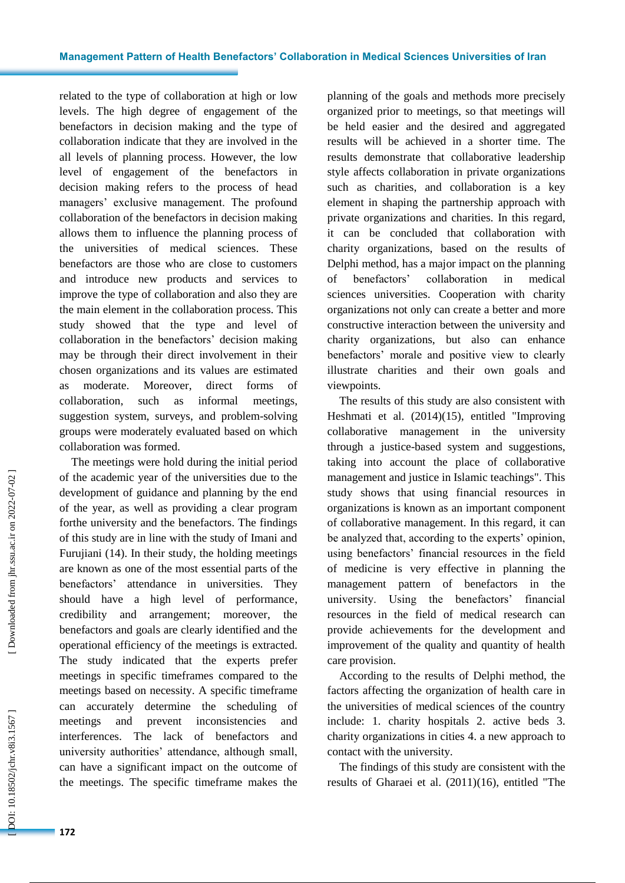related to the type of collaboration at high or low levels. The high degree of engagement of the benefactors in decision making and the type of collaboration indicate that they are involved in the all levels of planning process. However, the low level of engagement of the benefactors in decision making refers to the process of head managers' exclusive management. The profound collaboration of the benefactors in decision making allows them to influence the planning process of the universities of medical sciences. These benefactors are those who are close to customers and introduce new products and services to improve the type of collaboration and also they are the main element in the collaboration process. This study showed that the type and level of collaboration in the benefactors' decision making may be through their direct involvement in their chosen organizations and its values are estimated as moderate. Moreover, direct forms of collaboration, such as informal meetings, suggestion system, surveys, and problem-solving groups were moderately evaluated based on which collaboration was formed.

The meetings were hold during the initial period of the academic year of the universities due to the development of guidance and planning by the end of the year, as well as providing a clear program forthe university and the benefactors. The findings of this study are in line with the study of Imani and Furujiani (14). In their study, the holding meetings are known as one of the most essential parts of the benefactors' attendance in universities. They should have a high level of performance, credibility and arrangement; moreover, the benefactors and goals are clearly identified and the operational efficiency of the meetings is extracted. The study indicated that the experts prefer meetings in specific timeframes compared to the meetings based on necessity. A specific timeframe can accurately determine the scheduling of meetings and prevent inconsistencies and interferences. The lack of benefactors and university authorities' attendance, although small, can have a significant impact on the outcome of the meetings. The specific timeframe makes the planning of the goals and methods more precisely organized prior to meetings, so that meetings will be held easier and the desired and aggregated results will be achieved in a shorter time. The results demonstrate that collaborative leadership style affects collaboration in private organizations such as charities, and collaboration is a key element in shaping the partnership approach with private organizations and charities. In this regard, it can be concluded that collaboration with charity organizations, based on the results of Delphi method, has a major impact on the planning of benefactors' collaboration in medical sciences universities. Cooperation with charity organizations not only can create a better and more constructive interaction between the university and charity organizations, but also can enhance benefactors' morale and positive view to clearly illustrate charities and their own goals and viewpoints.

The results of this study are also consistent with Heshmati et al. (2014)(15), entitled "Improving collaborative management in the university through a justice-based system and suggestions, taking into account the place of collaborative management and justice in Islamic teachings". This study shows that using financial resources in organizations is known as an important component of collaborative management. In this regard, it can be analyzed that, according to the experts' opinion, using benefactors' financial resources in the field of medicine is very effective in planning the management pattern of benefactors in the university. Using the benefactors' financial resources in the field of medical research can provide achievements for the development and improvement of the quality and quantity of health care provision.

According to the results of Delphi method, the factors affecting the organization of health care in the universities of medical sciences of the country include: 1. charity hospitals 2. active beds 3. charity organizations in cities 4. a new approach to contact with the university.

The findings of this study are consistent with the results of Gharaei et al. (2011)(16), entitled "The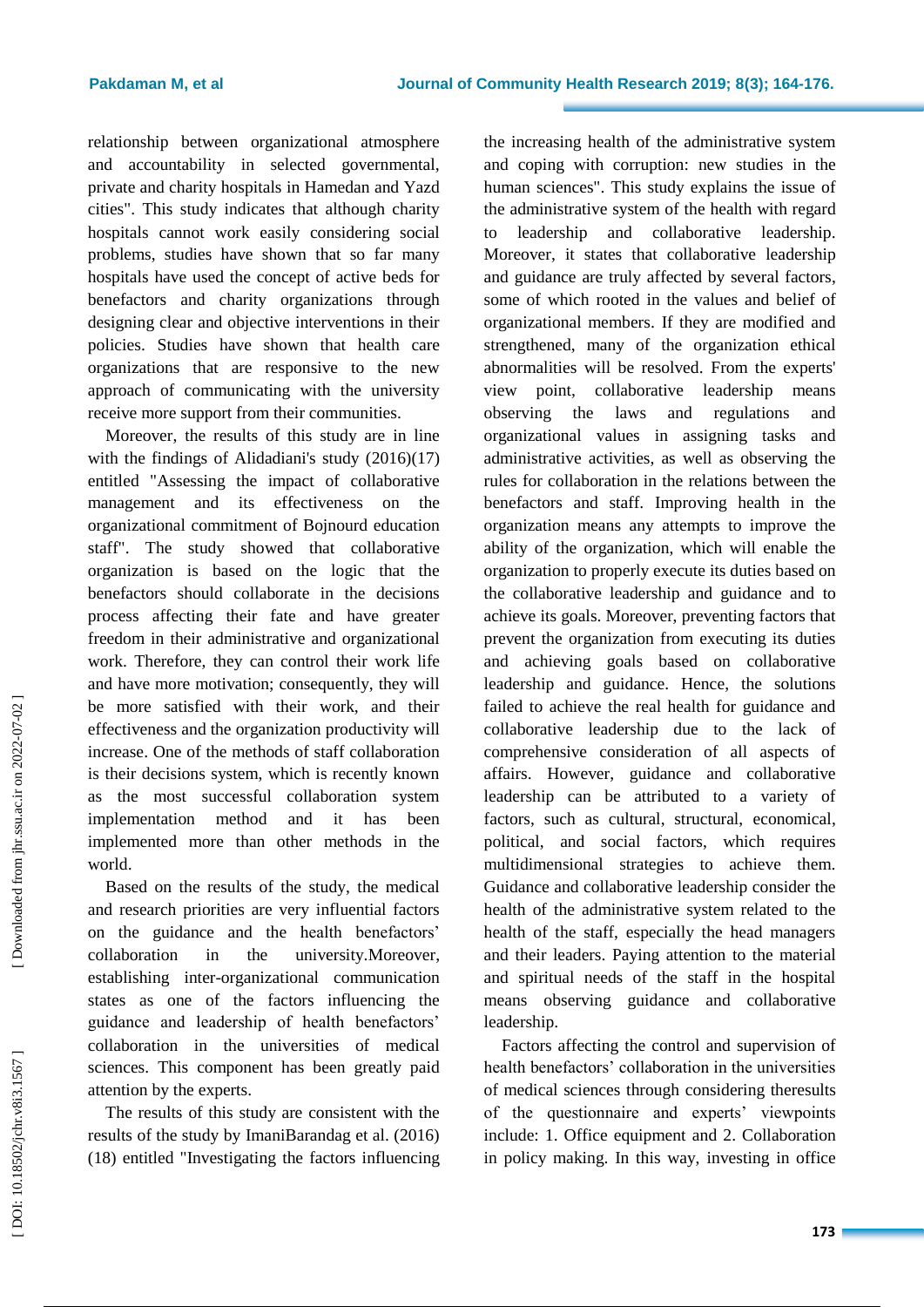relationship between organizational atmosphere and accountability in selected governmental, private and charity hospitals in Hamedan and Yazd cities". This study indicates that although charity hospitals cannot work easily considering social problems, studies have shown that so far many hospitals have used the concept of active beds for benefactors and charity organizations through designing clear and objective interventions in their policies. Studies have shown that health care organizations that are responsive to the new approach of communicating with the university receive more support from their communities.

Moreover, the results of this study are in line with the findings of Alidadiani's study (2016)(17) entitled "Assessing the impact of collaborative management and its effectiveness on the organizational commitment of Bojnourd education staff". The study showed that collaborative organization is based on the logic that the benefactors should collaborate in the decisions process affecting their fate and have greater freedom in their administrative and organizational work. Therefore, they can control their work life and have more motivation; consequently, they will be more satisfied with their work, and their effectiveness and the organization productivity will increase. One of the methods of staff collaboration is their decisions system, which is recently known as the most successful collaboration system implementation method and it has been implemented more than other methods in the world.

Based on the results of the study, the medical and research priorities are very influential factors on the guidance and the health benefactors' collaboration in the university.Moreover, establishing inter-organizational communication states as one of the factors influencing the guidance and leadership of health benefactors' collaboration in the universities of medical sciences. This component has been greatly paid attention by the experts.

The results of this study are consistent with the results of the study by ImaniBarandag et al. (2016) (18) entitled "Investigating the factors influencing the increasing health of the administrative system and coping with corruption: new studies in the human sciences". This study explains the issue of the administrative system of the health with regard to leadership and collaborative leadership. Moreover, it states that collaborative leadership and guidance are truly affected by several factors, some of which rooted in the values and belief of organizational members. If they are modified and strengthened, many of the organization ethical abnormalities will be resolved. From the experts' view point, collaborative leadership means observing the laws and regulations and organizational values in assigning tasks and administrative activities, as well as observing the rules for collaboration in the relations between the benefactors and staff. Improving health in the organization means any attempts to improve the ability of the organization, which will enable the organization to properly execute its duties based on the collaborative leadership and guidance and to achieve its goals. Moreover, preventing factors that prevent the organization from executing its duties and achieving goals based on collaborative leadership and guidance. Hence, the solutions failed to achieve the real health for guidance and collaborative leadership due to the lack of comprehensive consideration of all aspects of affairs. However, guidance and collaborative leadership can be attributed to a variety of factors, such as cultural, structural, economical, political, and social factors, which requires multidimensional strategies to achieve them. Guidance and collaborative leadership consider the health of the administrative system related to the health of the staff, especially the head managers and their leaders. Paying attention to the material and spiritual needs of the staff in the hospital means observing guidance and collaborative leadership.

Factors affecting the control and supervision of health benefactors' collaboration in the universities of medical sciences through considering theresults of the questionnaire and experts' viewpoints include: 1. Office equipment and 2. Collaboration in policy making. In this way, investing in office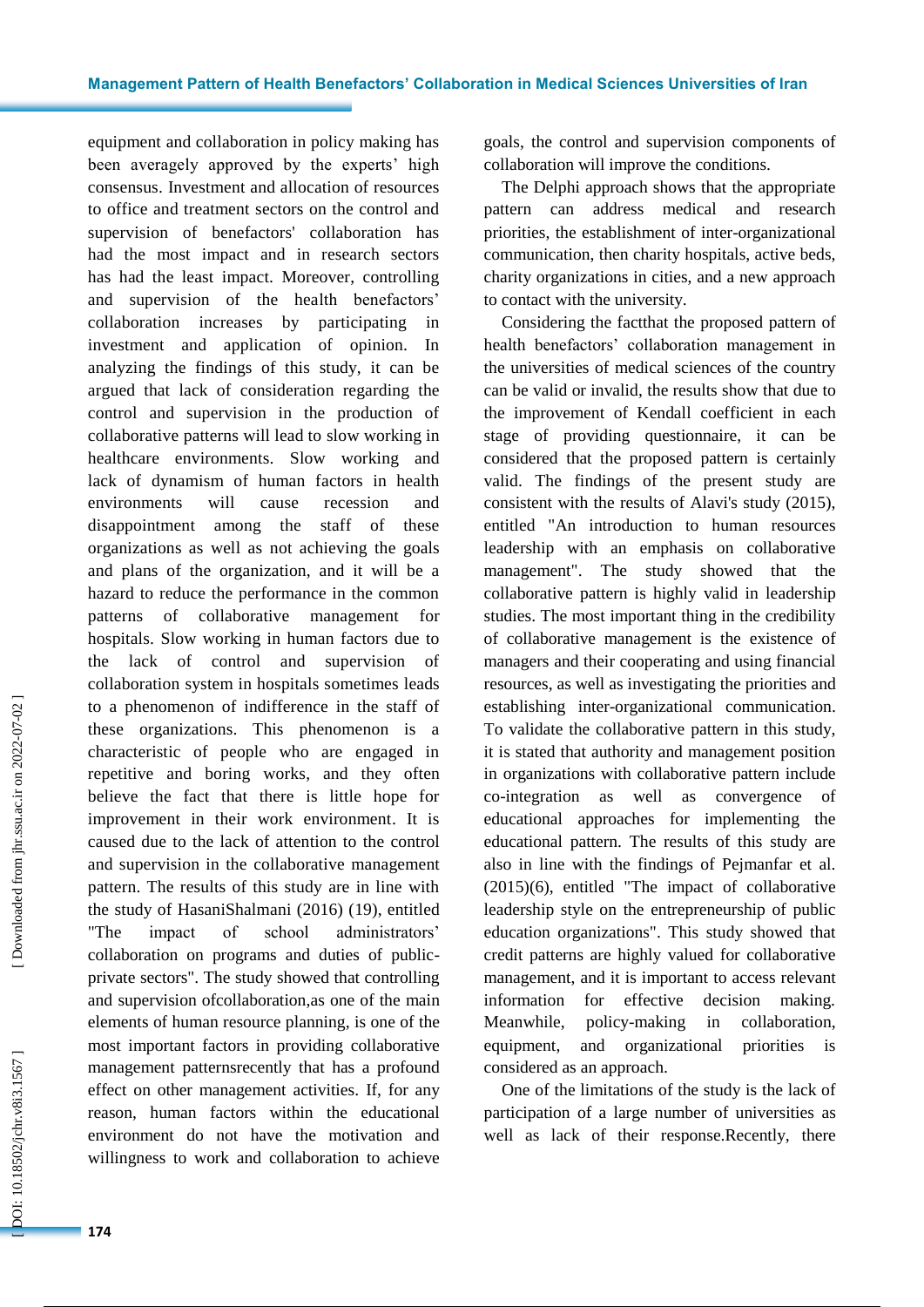equipment and collaboration in policy making has been averagely approved by the experts' high consensus. Investment and allocation of resources to office and treatment sectors on the control and supervision of benefactors' collaboration has had the most impact and in research sectors has had the least impact. Moreover, controlling and supervision of the health benefactors' collaboration increases by participating in investment and application of opinion. In analyzing the findings of this study, it can be argued that lack of consideration regarding the control and supervision in the production of collaborative patterns will lead to slow working in healthcare environments. Slow working and lack of dynamism of human factors in health environments will cause recession and disappointment among the staff of these organizations as well as not achieving the goals and plans of the organization, and it will be a hazard to reduce the performance in the common patterns of collaborative management for hospitals. Slow working in human factors due to the lack of control and supervision of collaboration system in hospitals sometimes leads to a phenomenon of indifference in the staff of these organizations. This phenomenon is a characteristic of people who are engaged in repetitive and boring works, and they often believe the fact that there is little hope for improvement in their work environment. It is caused due to the lack of attention to the control and supervision in the collaborative management pattern. The results of this study are in line with the study of HasaniShalmani (2016) (19), entitled "The impact of school administrators' collaboration on programs and duties of public-private sectors". The study showed that controlling and supervision ofcollaboration,as one of the main elements of human resource planning, is one of the most important factors in providing collaborative management patternsrecently that has a profound effect on other management activities. If, for any reason, human factors within the educational environment do not have the motivation and willingness to work and collaboration to achieve goals, the control and supervision components of collaboration will improve the conditions.

The Delphi approach shows that the appropriate pattern can address medical and research priorities, the establishment of inter-organizational communication, then charity hospitals, active beds, charity organizations in cities, and a new approach to contact with the university.

Considering the factthat the proposed pattern of health benefactors' collaboration management in the universities of medical sciences of the country can be valid or invalid, the results show that due to the improvement of Kendall coefficient in each stage of providing questionnaire, it can be considered that the proposed pattern is certainly valid. The findings of the present study are consistent with the results of Alavi's study (2015), entitled "An introduction to human resources leadership with an emphasis on collaborative management". The study showed that the collaborative pattern is highly valid in leadership studies. The most important thing in the credibility of collaborative management is the existence of managers and their cooperating and using financial resources, as well as investigating the priorities and establishing inter-organizational communication. To validate the collaborative pattern in this study, it is stated that authority and management position in organizations with collaborative pattern include co-integration as well as convergence of educational approaches for implementing the educational pattern. The results of this study are also in line with the findings of Pejmanfar et al. (2015)(6), entitled "The impact of collaborative leadership style on the entrepreneurship of public education organizations". This study showed that credit patterns are highly valued for collaborative management, and it is important to access relevant information for effective decision making. Meanwhile, policy-making in collaboration, equipment, and organizational priorities is considered as an approach.

One of the limitations of the study is the lack of participation of a large number of universities as well as lack of their response.Recently, there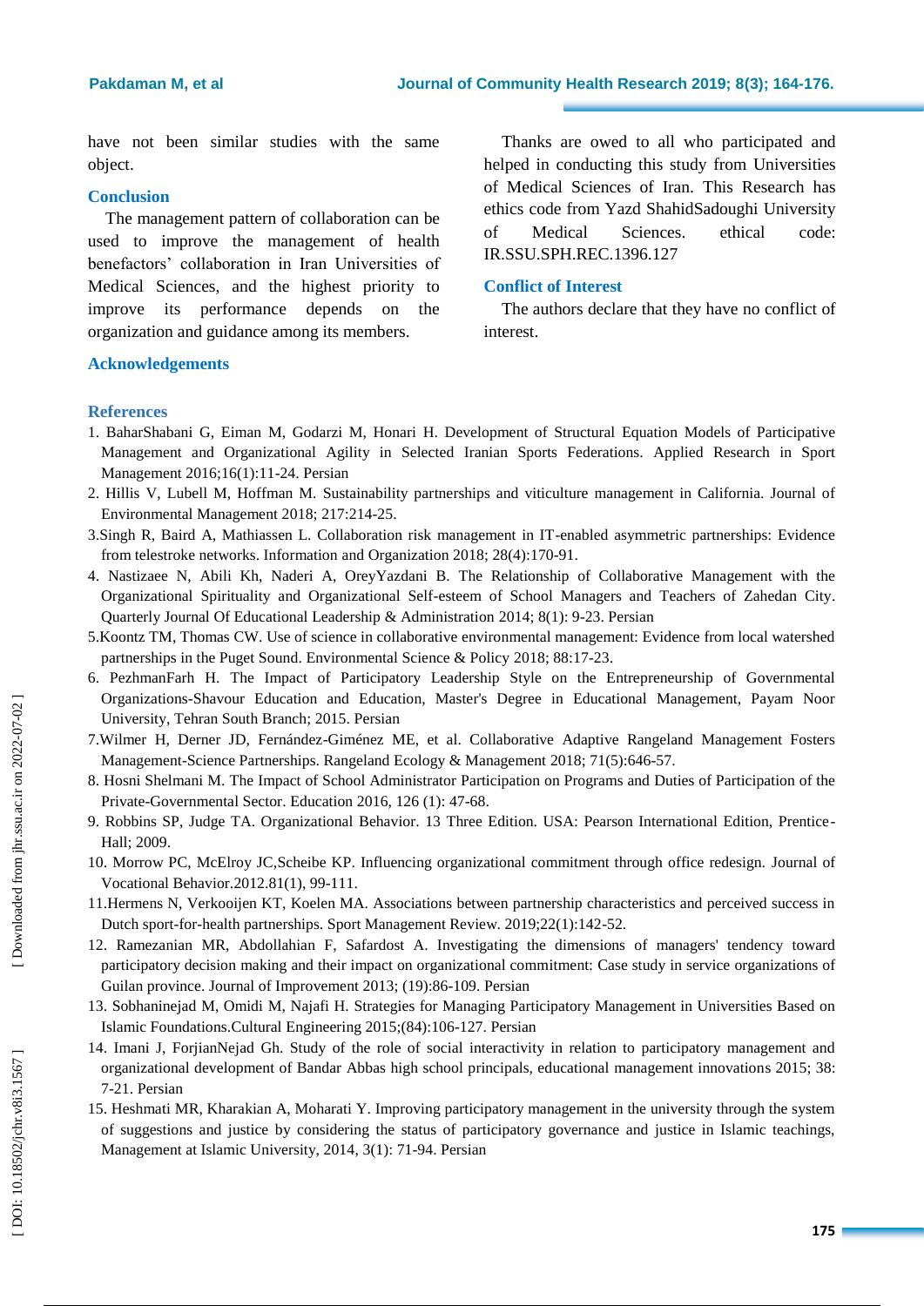have not been similar studies with the same object.

## Conclusion

The management pattern of collaboration can be used to improve the management of health benefactors' collaboration in Iran Universities of Medical Sciences, and the highest priority to improve its performance depends on the organization and guidance among its members.

## Acknowledgements

Thanks are owed to all who participated and helped in conducting this study from Universities of Medical Sciences of Iran. This Research has ethics code from Yazd ShahidSadoughi University of Medical Sciences. ethical code: IR.SSU.SPH.REC.1396.127

## Conflict of Interest

The authors declare that they have no conflict of interest.

## References

1. BaharShabani G, Eiman M, Godarzi M, Honari H. Development of Structural Equation Models of Participative Management and Organizational Agility in Selected Iranian Sports Federations. Applied Research in Sport Management 2016;16(1):11-24. Persian
2. Hillis V, Lubell M, Hoffman M. Sustainability partnerships and viticulture management in California. Journal of Environmental Management 2018; 217:214-25.
3. Singh R, Baird A, Mathiassen L. Collaboration risk management in IT-enabled asymmetric partnerships: Evidence from telestroke networks. Information and Organization 2018; 28(4):170-91.
4. Nastizaee N, Abili Kh, Naderi A, OreyYazdani B. The Relationship of Collaborative Management with the Organizational Spirituality and Organizational Self-esteem of School Managers and Teachers of Zahedan City. Quarterly Journal Of Educational Leadership & Administration 2014; 8(1): 9-23. Persian
5. Koontz TM, Thomas CW. Use of science in collaborative environmental management: Evidence from local watershed partnerships in the Puget Sound. Environmental Science & Policy 2018; 88:17-23.
6. PezhmanFarh H. The Impact of Participatory Leadership Style on the Entrepreneurship of Governmental Organizations-Shavour Education and Education, Master's Degree in Educational Management, Payam Noor University, Tehran South Branch; 2015. Persian
7. Wilmer H, Derner JD, Fernández-Giménez ME, et al. Collaborative Adaptive Rangeland Management Fosters Management-Science Partnerships. Rangeland Ecology & Management 2018; 71(5):646-57.
8. Hosni Shelmani M. The Impact of School Administrator Participation on Programs and Duties of Participation of the Private-Governmental Sector. Education 2016, 126 (1): 47-68.
9. Robbins SP, Judge TA. Organizational Behavior. 13 Three Edition. USA: Pearson International Edition, Prentice-Hall; 2009.
10. Morrow PC, McElroy JC,Scheibe KP. Influencing organizational commitment through office redesign. Journal of Vocational Behavior.2012.81(1), 99-111.
11. Hermens N, Verkooijen KT, Koelen MA. Associations between partnership characteristics and perceived success in Dutch sport-for-health partnerships. Sport Management Review. 2019;22(1):142-52.
12. Ramezanian MR, Abdollahian F, Safardost A. Investigating the dimensions of managers' tendency toward participatory decision making and their impact on organizational commitment: Case study in service organizations of Guilan province. Journal of Improvement 2013; (19):86-109. Persian
13. Sobhaninejad M, Omidi M, Najafi H. Strategies for Managing Participatory Management in Universities Based on Islamic Foundations.Cultural Engineering 2015;(84):106-127. Persian
14. Imani J, ForjianNejad Gh. Study of the role of social interactivity in relation to participatory management and organizational development of Bandar Abbas high school principals, educational management innovations 2015; 38: 7-21. Persian
15. Heshmati MR, Kharakian A, Moharati Y. Improving participatory management in the university through the system of suggestions and justice by considering the status of participatory governance and justice in Islamic teachings, Management at Islamic University, 2014, 3(1): 71-94. Persian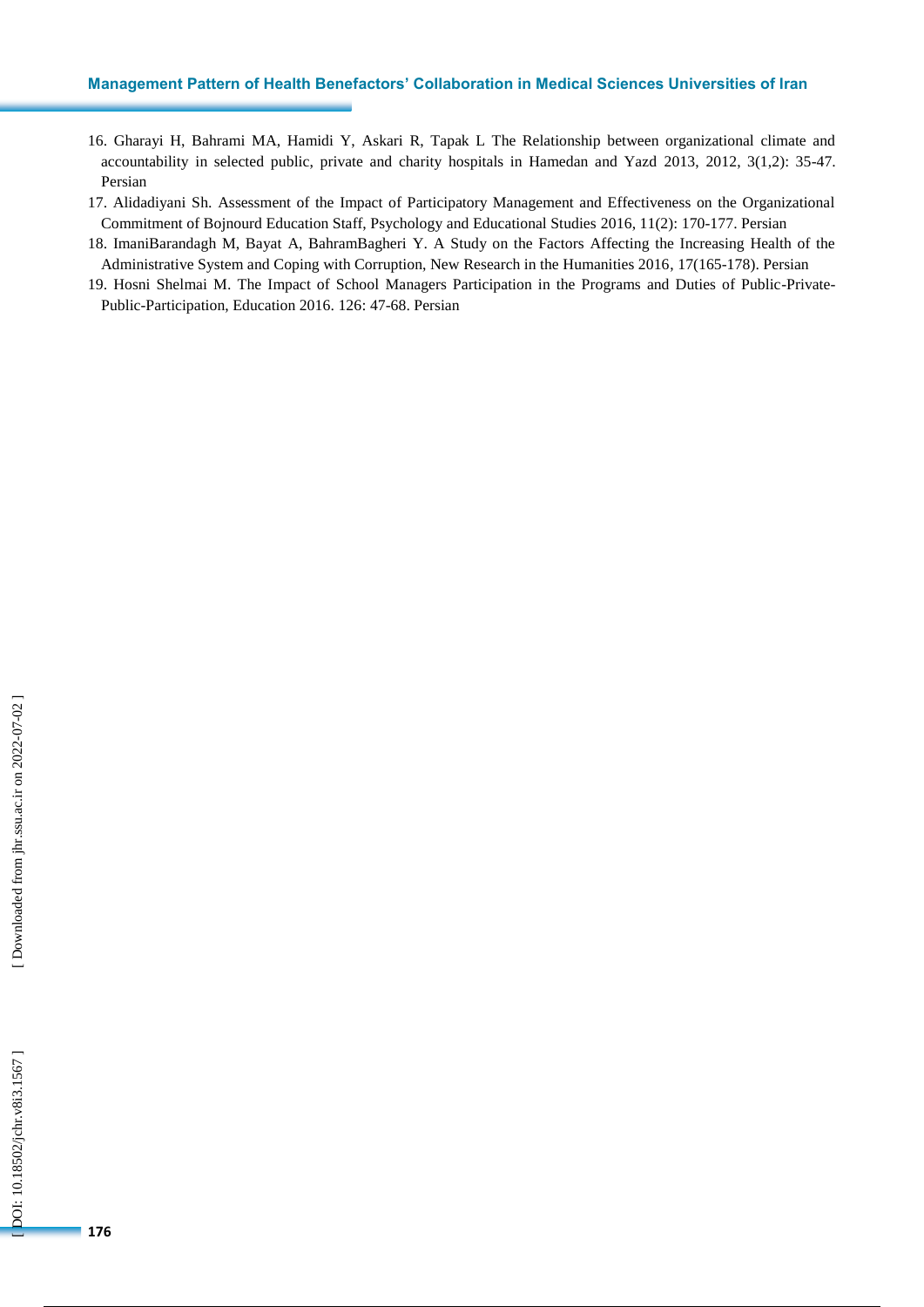16. Gharayi H, Bahrami MA, Hamidi Y, Askari R, Tapak L The Relationship between organizational climate and accountability in selected public, private and charity hospitals in Hamedan and Yazd 2013, 2012, 3(1,2): 35-47. Persian
17. Alidadiyani Sh. Assessment of the Impact of Participatory Management and Effectiveness on the Organizational Commitment of Bojnourd Education Staff, Psychology and Educational Studies 2016, 11(2): 170-177. Persian
18. ImaniBarandagh M, Bayat A, BahramBagheri Y. A Study on the Factors Affecting the Increasing Health of the Administrative System and Coping with Corruption, New Research in the Humanities 2016, 17(165-178). Persian
19. Hosni Shelmai M. The Impact of School Managers Participation in the Programs and Duties of Public-Private-Public-Participation, Education 2016. 126: 47-68. Persian